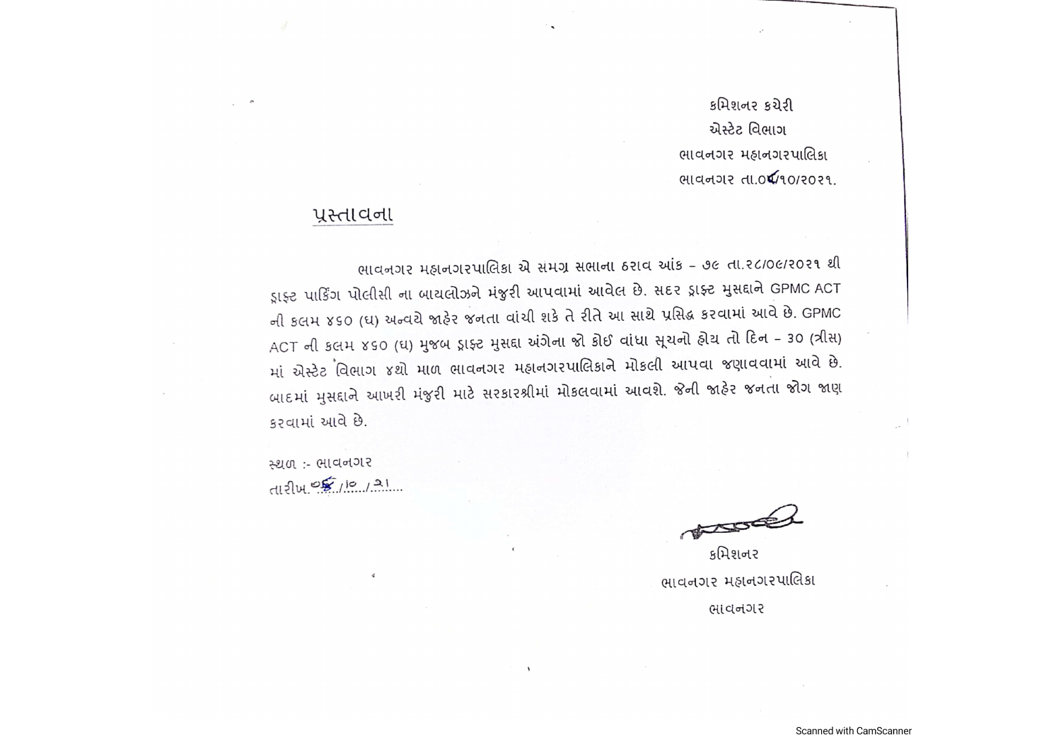કમિશનર કચેરી
એસ્ટેટ વિભાગ
ભાવનગર મહાનગરપાલિકા
ભાવનગર તા.૦૬/૧૦/૨૦૨૧.

## પ્રસ્તાવના

ભાવનગર મહાનગરપાલિકા એ સમગ્ર સભાના ઠરાવ આંક – ૭૯ તા.૨૮/૦૯/૨૦૨૧ થી ડ્રાફ્ટ પાર્કિંગ પોલીસી ના બાયલોઝને મંજુરી આપવામાં આવેલ છે. સદર ડ્રાફ્ટ મુસદ્દાને GPMC ACT ની કલમ ૪૬૦ (ઘ) અન્વયે જાહેર જનતા વાંચી શકે તે રીતે આ સાથે પ્રસિદ્ધ કરવામાં આવે છે. GPMC ACT ની કલમ ૪૬૦ (ઘ) મુજબ ડ્રાફ્ટ મુસદ્દા અંગેના જો કોઈ વાંધા સૂચનો હોય તો દિન – ૩૦ (ત્રીસ) માં એસ્ટેટ વિભાગ ૪થો માળ ભાવનગર મહાનગરપાલિકાને મોકલી આપવા જણાવવામાં આવે છે. બાદમાં મુસદ્દાને આખરી મંજુરી માટે સરકારશ્રીમાં મોકલવામાં આવશે. જેની જાહેર જનતા જોગ જાણ કરવામાં આવે છે.

સ્થળ :- ભાવનગર
તારીખ. ૦૬/૧૦/૨૧

કમિશનર
ભાવનગર મહાનગરપાલિકા
ભાવનગર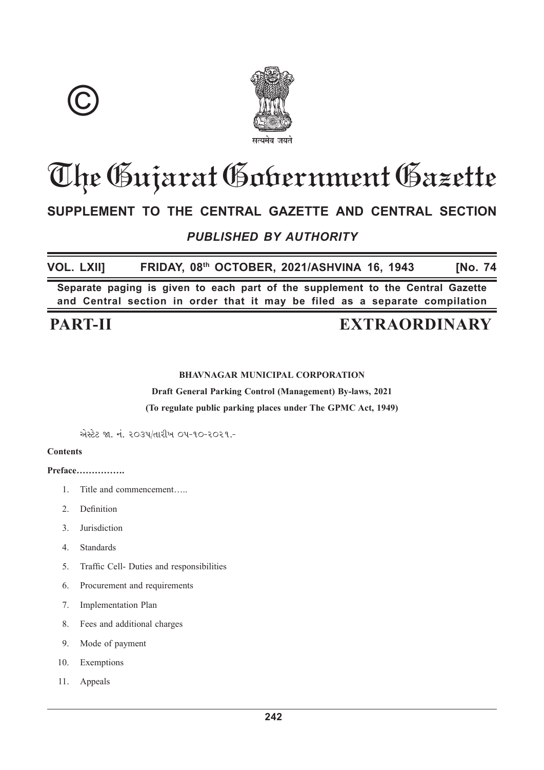# The Gujarat Government Gazette

**SUPPLEMENT TO THE CENTRAL GAZETTE AND CENTRAL SECTION**

***PUBLISHED BY AUTHORITY***

**VOL. LXII] FRIDAY, 08th OCTOBER, 2021/ASHVINA 16, 1943 [No. 74**

**Separate paging is given to each part of the supplement to the Central Gazette and Central section in order that it may be filed as a separate compilation**

**PART-II EXTRAORDINARY**

**BHAVNAGAR MUNICIPAL CORPORATION**

**Draft General Parking Control (Management) By-laws, 2021**

**(To regulate public parking places under The GPMC Act, 1949)**

એસ્ટેટ જા. નં. ૨૦૩૫/તારીખ ૦૫-૧૦-૨૦૨૧.-

**Contents**

**Preface…………….**

1. Title and commencement…..
2. Definition
3. Jurisdiction
4. Standards
5. Traffic Cell- Duties and responsibilities
6. Procurement and requirements
7. Implementation Plan
8. Fees and additional charges
9. Mode of payment
10. Exemptions
11. Appeals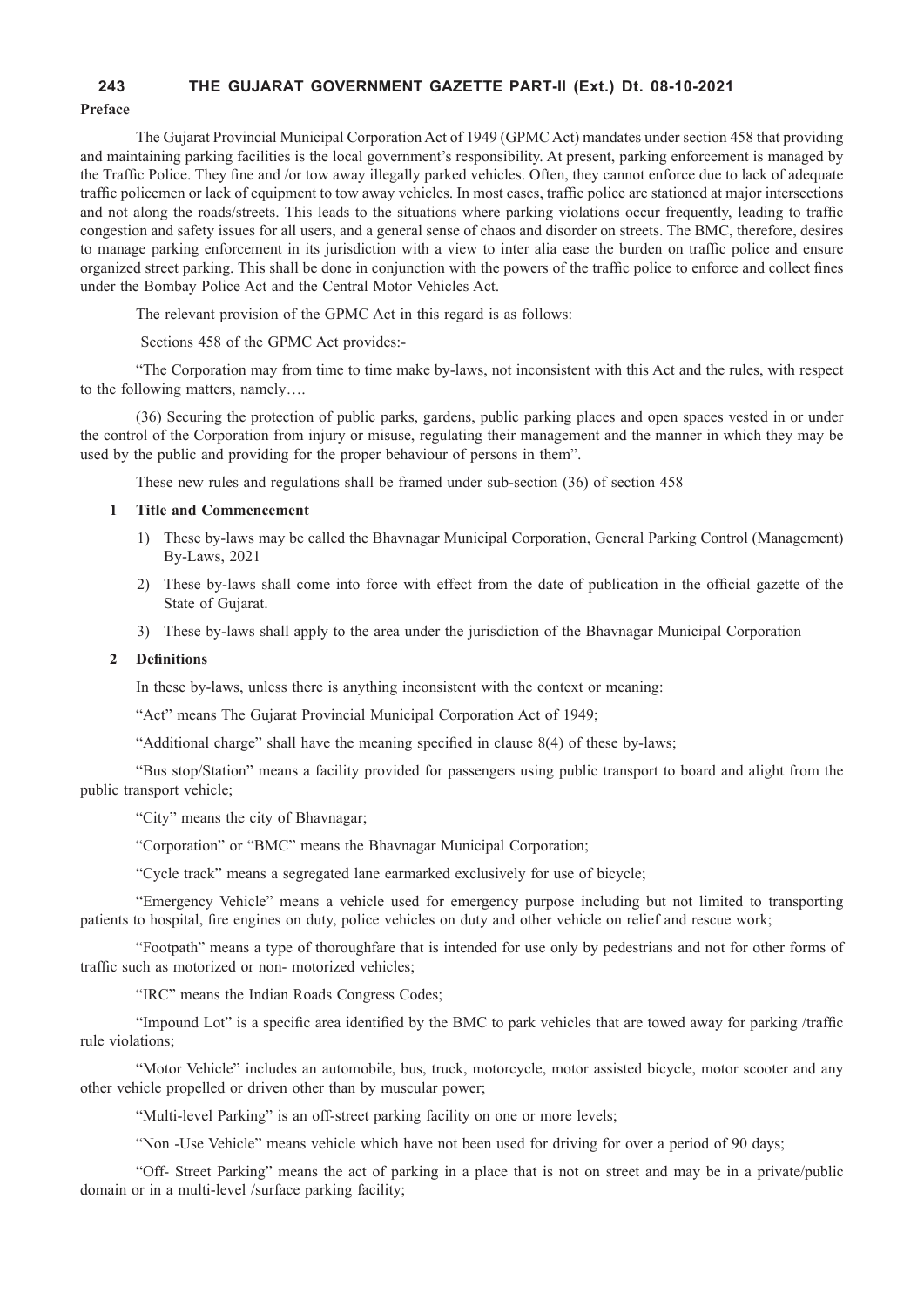**Preface**

The Gujarat Provincial Municipal Corporation Act of 1949 (GPMC Act) mandates under section 458 that providing and maintaining parking facilities is the local government's responsibility. At present, parking enforcement is managed by the Traffic Police. They fine and /or tow away illegally parked vehicles. Often, they cannot enforce due to lack of adequate traffic policemen or lack of equipment to tow away vehicles. In most cases, traffic police are stationed at major intersections and not along the roads/streets. This leads to the situations where parking violations occur frequently, leading to traffic congestion and safety issues for all users, and a general sense of chaos and disorder on streets. The BMC, therefore, desires to manage parking enforcement in its jurisdiction with a view to inter alia ease the burden on traffic police and ensure organized street parking. This shall be done in conjunction with the powers of the traffic police to enforce and collect fines under the Bombay Police Act and the Central Motor Vehicles Act.

The relevant provision of the GPMC Act in this regard is as follows:

Sections 458 of the GPMC Act provides:-

"The Corporation may from time to time make by-laws, not inconsistent with this Act and the rules, with respect to the following matters, namely….

(36) Securing the protection of public parks, gardens, public parking places and open spaces vested in or under the control of the Corporation from injury or misuse, regulating their management and the manner in which they may be used by the public and providing for the proper behaviour of persons in them".

These new rules and regulations shall be framed under sub-section (36) of section 458

**1 Title and Commencement**

1) These by-laws may be called the Bhavnagar Municipal Corporation, General Parking Control (Management) By-Laws, 2021

2) These by-laws shall come into force with effect from the date of publication in the official gazette of the State of Gujarat.

3) These by-laws shall apply to the area under the jurisdiction of the Bhavnagar Municipal Corporation

**2 Definitions**

In these by-laws, unless there is anything inconsistent with the context or meaning:

"Act" means The Gujarat Provincial Municipal Corporation Act of 1949;

"Additional charge" shall have the meaning specified in clause 8(4) of these by-laws;

"Bus stop/Station" means a facility provided for passengers using public transport to board and alight from the public transport vehicle;

"City" means the city of Bhavnagar;

"Corporation" or "BMC" means the Bhavnagar Municipal Corporation;

"Cycle track" means a segregated lane earmarked exclusively for use of bicycle;

"Emergency Vehicle" means a vehicle used for emergency purpose including but not limited to transporting patients to hospital, fire engines on duty, police vehicles on duty and other vehicle on relief and rescue work;

"Footpath" means a type of thoroughfare that is intended for use only by pedestrians and not for other forms of traffic such as motorized or non- motorized vehicles;

"IRC" means the Indian Roads Congress Codes;

"Impound Lot" is a specific area identified by the BMC to park vehicles that are towed away for parking /traffic rule violations;

"Motor Vehicle" includes an automobile, bus, truck, motorcycle, motor assisted bicycle, motor scooter and any other vehicle propelled or driven other than by muscular power;

"Multi-level Parking" is an off-street parking facility on one or more levels;

"Non -Use Vehicle" means vehicle which have not been used for driving for over a period of 90 days;

"Off- Street Parking" means the act of parking in a place that is not on street and may be in a private/public domain or in a multi-level /surface parking facility;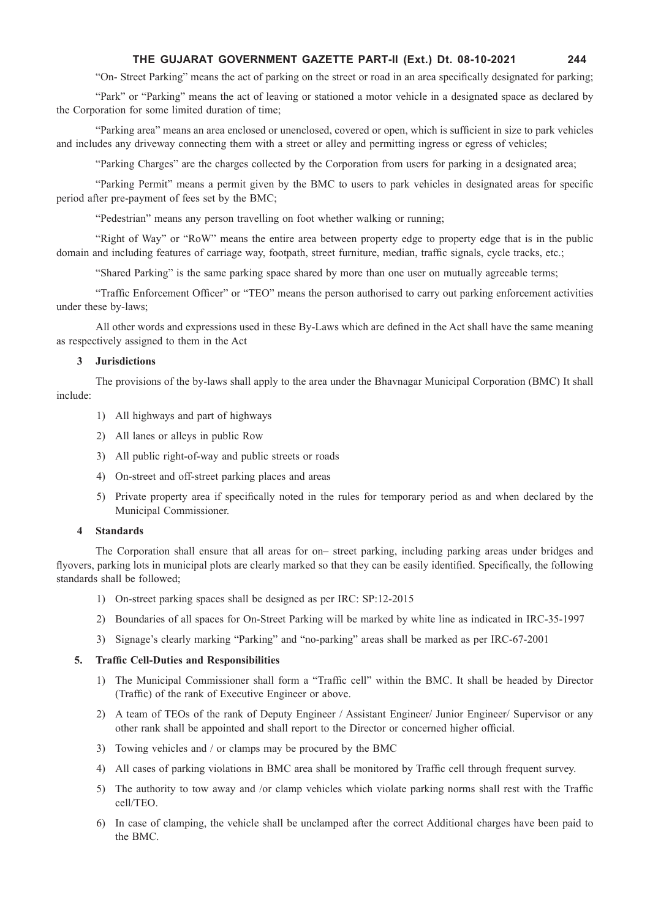"On- Street Parking" means the act of parking on the street or road in an area specifically designated for parking;

"Park" or "Parking" means the act of leaving or stationed a motor vehicle in a designated space as declared by the Corporation for some limited duration of time;

"Parking area" means an area enclosed or unenclosed, covered or open, which is sufficient in size to park vehicles and includes any driveway connecting them with a street or alley and permitting ingress or egress of vehicles;

"Parking Charges" are the charges collected by the Corporation from users for parking in a designated area;

"Parking Permit" means a permit given by the BMC to users to park vehicles in designated areas for specific period after pre-payment of fees set by the BMC;

"Pedestrian" means any person travelling on foot whether walking or running;

"Right of Way" or "RoW" means the entire area between property edge to property edge that is in the public domain and including features of carriage way, footpath, street furniture, median, traffic signals, cycle tracks, etc.;

"Shared Parking" is the same parking space shared by more than one user on mutually agreeable terms;

"Traffic Enforcement Officer" or "TEO" means the person authorised to carry out parking enforcement activities under these by-laws;

All other words and expressions used in these By-Laws which are defined in the Act shall have the same meaning as respectively assigned to them in the Act

**3 Jurisdictions**

The provisions of the by-laws shall apply to the area under the Bhavnagar Municipal Corporation (BMC) It shall include:

1) All highways and part of highways
2) All lanes or alleys in public Row
3) All public right-of-way and public streets or roads
4) On-street and off-street parking places and areas
5) Private property area if specifically noted in the rules for temporary period as and when declared by the Municipal Commissioner.

**4 Standards**

The Corporation shall ensure that all areas for on– street parking, including parking areas under bridges and flyovers, parking lots in municipal plots are clearly marked so that they can be easily identified. Specifically, the following standards shall be followed;

1) On-street parking spaces shall be designed as per IRC: SP:12-2015
2) Boundaries of all spaces for On-Street Parking will be marked by white line as indicated in IRC-35-1997
3) Signage's clearly marking "Parking" and "no-parking" areas shall be marked as per IRC-67-2001

**5. Traffic Cell-Duties and Responsibilities**

1) The Municipal Commissioner shall form a "Traffic cell" within the BMC. It shall be headed by Director (Traffic) of the rank of Executive Engineer or above.
2) A team of TEOs of the rank of Deputy Engineer / Assistant Engineer/ Junior Engineer/ Supervisor or any other rank shall be appointed and shall report to the Director or concerned higher official.
3) Towing vehicles and / or clamps may be procured by the BMC
4) All cases of parking violations in BMC area shall be monitored by Traffic cell through frequent survey.
5) The authority to tow away and /or clamp vehicles which violate parking norms shall rest with the Traffic cell/TEO.
6) In case of clamping, the vehicle shall be unclamped after the correct Additional charges have been paid to the BMC.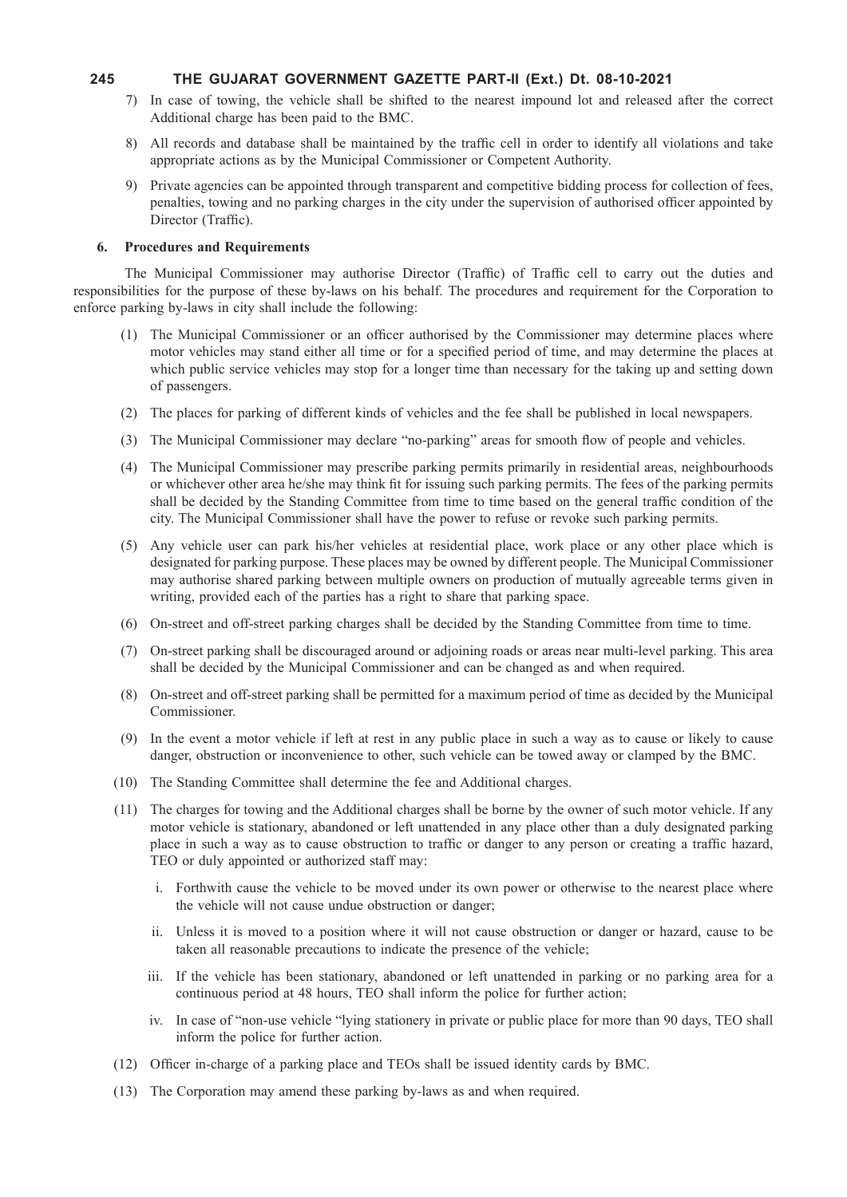7) In case of towing, the vehicle shall be shifted to the nearest impound lot and released after the correct Additional charge has been paid to the BMC.

8) All records and database shall be maintained by the traffic cell in order to identify all violations and take appropriate actions as by the Municipal Commissioner or Competent Authority.

9) Private agencies can be appointed through transparent and competitive bidding process for collection of fees, penalties, towing and no parking charges in the city under the supervision of authorised officer appointed by Director (Traffic).

**6. Procedures and Requirements**

The Municipal Commissioner may authorise Director (Traffic) of Traffic cell to carry out the duties and responsibilities for the purpose of these by-laws on his behalf. The procedures and requirement for the Corporation to enforce parking by-laws in city shall include the following:

(1) The Municipal Commissioner or an officer authorised by the Commissioner may determine places where motor vehicles may stand either all time or for a specified period of time, and may determine the places at which public service vehicles may stop for a longer time than necessary for the taking up and setting down of passengers.

(2) The places for parking of different kinds of vehicles and the fee shall be published in local newspapers.

(3) The Municipal Commissioner may declare "no-parking" areas for smooth flow of people and vehicles.

(4) The Municipal Commissioner may prescribe parking permits primarily in residential areas, neighbourhoods or whichever other area he/she may think fit for issuing such parking permits. The fees of the parking permits shall be decided by the Standing Committee from time to time based on the general traffic condition of the city. The Municipal Commissioner shall have the power to refuse or revoke such parking permits.

(5) Any vehicle user can park his/her vehicles at residential place, work place or any other place which is designated for parking purpose. These places may be owned by different people. The Municipal Commissioner may authorise shared parking between multiple owners on production of mutually agreeable terms given in writing, provided each of the parties has a right to share that parking space.

(6) On-street and off-street parking charges shall be decided by the Standing Committee from time to time.

(7) On-street parking shall be discouraged around or adjoining roads or areas near multi-level parking. This area shall be decided by the Municipal Commissioner and can be changed as and when required.

(8) On-street and off-street parking shall be permitted for a maximum period of time as decided by the Municipal Commissioner.

(9) In the event a motor vehicle if left at rest in any public place in such a way as to cause or likely to cause danger, obstruction or inconvenience to other, such vehicle can be towed away or clamped by the BMC.

(10) The Standing Committee shall determine the fee and Additional charges.

(11) The charges for towing and the Additional charges shall be borne by the owner of such motor vehicle. If any motor vehicle is stationary, abandoned or left unattended in any place other than a duly designated parking place in such a way as to cause obstruction to traffic or danger to any person or creating a traffic hazard, TEO or duly appointed or authorized staff may:

   i. Forthwith cause the vehicle to be moved under its own power or otherwise to the nearest place where the vehicle will not cause undue obstruction or danger;

   ii. Unless it is moved to a position where it will not cause obstruction or danger or hazard, cause to be taken all reasonable precautions to indicate the presence of the vehicle;

   iii. If the vehicle has been stationary, abandoned or left unattended in parking or no parking area for a continuous period at 48 hours, TEO shall inform the police for further action;

   iv. In case of "non-use vehicle "lying stationery in private or public place for more than 90 days, TEO shall inform the police for further action.

(12) Officer in-charge of a parking place and TEOs shall be issued identity cards by BMC.

(13) The Corporation may amend these parking by-laws as and when required.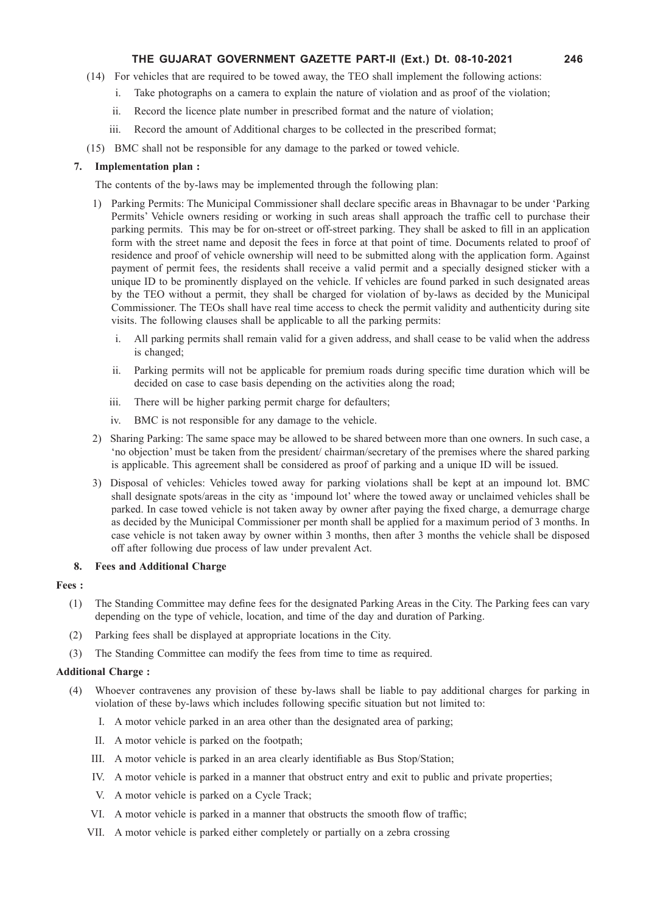(14) For vehicles that are required to be towed away, the TEO shall implement the following actions:

i. Take photographs on a camera to explain the nature of violation and as proof of the violation;

ii. Record the licence plate number in prescribed format and the nature of violation;

iii. Record the amount of Additional charges to be collected in the prescribed format;

(15) BMC shall not be responsible for any damage to the parked or towed vehicle.

**7. Implementation plan :**

The contents of the by-laws may be implemented through the following plan:

1) Parking Permits: The Municipal Commissioner shall declare specific areas in Bhavnagar to be under 'Parking Permits' Vehicle owners residing or working in such areas shall approach the traffic cell to purchase their parking permits. This may be for on-street or off-street parking. They shall be asked to fill in an application form with the street name and deposit the fees in force at that point of time. Documents related to proof of residence and proof of vehicle ownership will need to be submitted along with the application form. Against payment of permit fees, the residents shall receive a valid permit and a specially designed sticker with a unique ID to be prominently displayed on the vehicle. If vehicles are found parked in such designated areas by the TEO without a permit, they shall be charged for violation of by-laws as decided by the Municipal Commissioner. The TEOs shall have real time access to check the permit validity and authenticity during site visits. The following clauses shall be applicable to all the parking permits:

i. All parking permits shall remain valid for a given address, and shall cease to be valid when the address is changed;

ii. Parking permits will not be applicable for premium roads during specific time duration which will be decided on case to case basis depending on the activities along the road;

iii. There will be higher parking permit charge for defaulters;

iv. BMC is not responsible for any damage to the vehicle.

2) Sharing Parking: The same space may be allowed to be shared between more than one owners. In such case, a 'no objection' must be taken from the president/ chairman/secretary of the premises where the shared parking is applicable. This agreement shall be considered as proof of parking and a unique ID will be issued.

3) Disposal of vehicles: Vehicles towed away for parking violations shall be kept at an impound lot. BMC shall designate spots/areas in the city as 'impound lot' where the towed away or unclaimed vehicles shall be parked. In case towed vehicle is not taken away by owner after paying the fixed charge, a demurrage charge as decided by the Municipal Commissioner per month shall be applied for a maximum period of 3 months. In case vehicle is not taken away by owner within 3 months, then after 3 months the vehicle shall be disposed off after following due process of law under prevalent Act.

**8. Fees and Additional Charge**

**Fees :**

(1) The Standing Committee may define fees for the designated Parking Areas in the City. The Parking fees can vary depending on the type of vehicle, location, and time of the day and duration of Parking.

(2) Parking fees shall be displayed at appropriate locations in the City.

(3) The Standing Committee can modify the fees from time to time as required.

**Additional Charge :**

(4) Whoever contravenes any provision of these by-laws shall be liable to pay additional charges for parking in violation of these by-laws which includes following specific situation but not limited to:

I. A motor vehicle parked in an area other than the designated area of parking;

II. A motor vehicle is parked on the footpath;

III. A motor vehicle is parked in an area clearly identifiable as Bus Stop/Station;

IV. A motor vehicle is parked in a manner that obstruct entry and exit to public and private properties;

V. A motor vehicle is parked on a Cycle Track;

VI. A motor vehicle is parked in a manner that obstructs the smooth flow of traffic;

VII. A motor vehicle is parked either completely or partially on a zebra crossing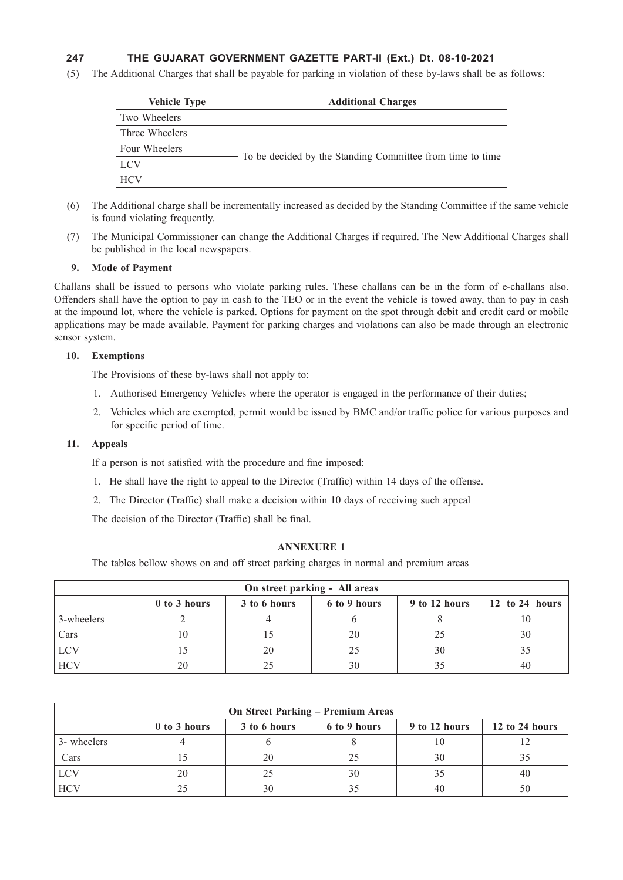(5) The Additional Charges that shall be payable for parking in violation of these by-laws shall be as follows:

| Vehicle Type | Additional Charges |
|---|---|
| Two Wheelers | |
| Three Wheelers | To be decided by the Standing Committee from time to time |
| Four Wheelers | |
| LCV | |
| HCV | |

(6) The Additional charge shall be incrementally increased as decided by the Standing Committee if the same vehicle is found violating frequently.

(7) The Municipal Commissioner can change the Additional Charges if required. The New Additional Charges shall be published in the local newspapers.

**9. Mode of Payment**

Challans shall be issued to persons who violate parking rules. These challans can be in the form of e-challans also. Offenders shall have the option to pay in cash to the TEO or in the event the vehicle is towed away, than to pay in cash at the impound lot, where the vehicle is parked. Options for payment on the spot through debit and credit card or mobile applications may be made available. Payment for parking charges and violations can also be made through an electronic sensor system.

**10. Exemptions**

The Provisions of these by-laws shall not apply to:

1. Authorised Emergency Vehicles where the operator is engaged in the performance of their duties;
2. Vehicles which are exempted, permit would be issued by BMC and/or traffic police for various purposes and for specific period of time.

**11. Appeals**

If a person is not satisfied with the procedure and fine imposed:

1. He shall have the right to appeal to the Director (Traffic) within 14 days of the offense.
2. The Director (Traffic) shall make a decision within 10 days of receiving such appeal

The decision of the Director (Traffic) shall be final.

**ANNEXURE 1**

The tables bellow shows on and off street parking charges in normal and premium areas

| On street parking - All areas | | | | | |
|---|---|---|---|---|---|
| | **0 to 3 hours** | **3 to 6 hours** | **6 to 9 hours** | **9 to 12 hours** | **12 to 24 hours** |
| 3-wheelers | 2 | 4 | 6 | 8 | 10 |
| Cars | 10 | 15 | 20 | 25 | 30 |
| LCV | 15 | 20 | 25 | 30 | 35 |
| HCV | 20 | 25 | 30 | 35 | 40 |

| On Street Parking – Premium Areas | | | | | |
|---|---|---|---|---|---|
| | **0 to 3 hours** | **3 to 6 hours** | **6 to 9 hours** | **9 to 12 hours** | **12 to 24 hours** |
| 3- wheelers | 4 | 6 | 8 | 10 | 12 |
| Cars | 15 | 20 | 25 | 30 | 35 |
| LCV | 20 | 25 | 30 | 35 | 40 |
| HCV | 25 | 30 | 35 | 40 | 50 |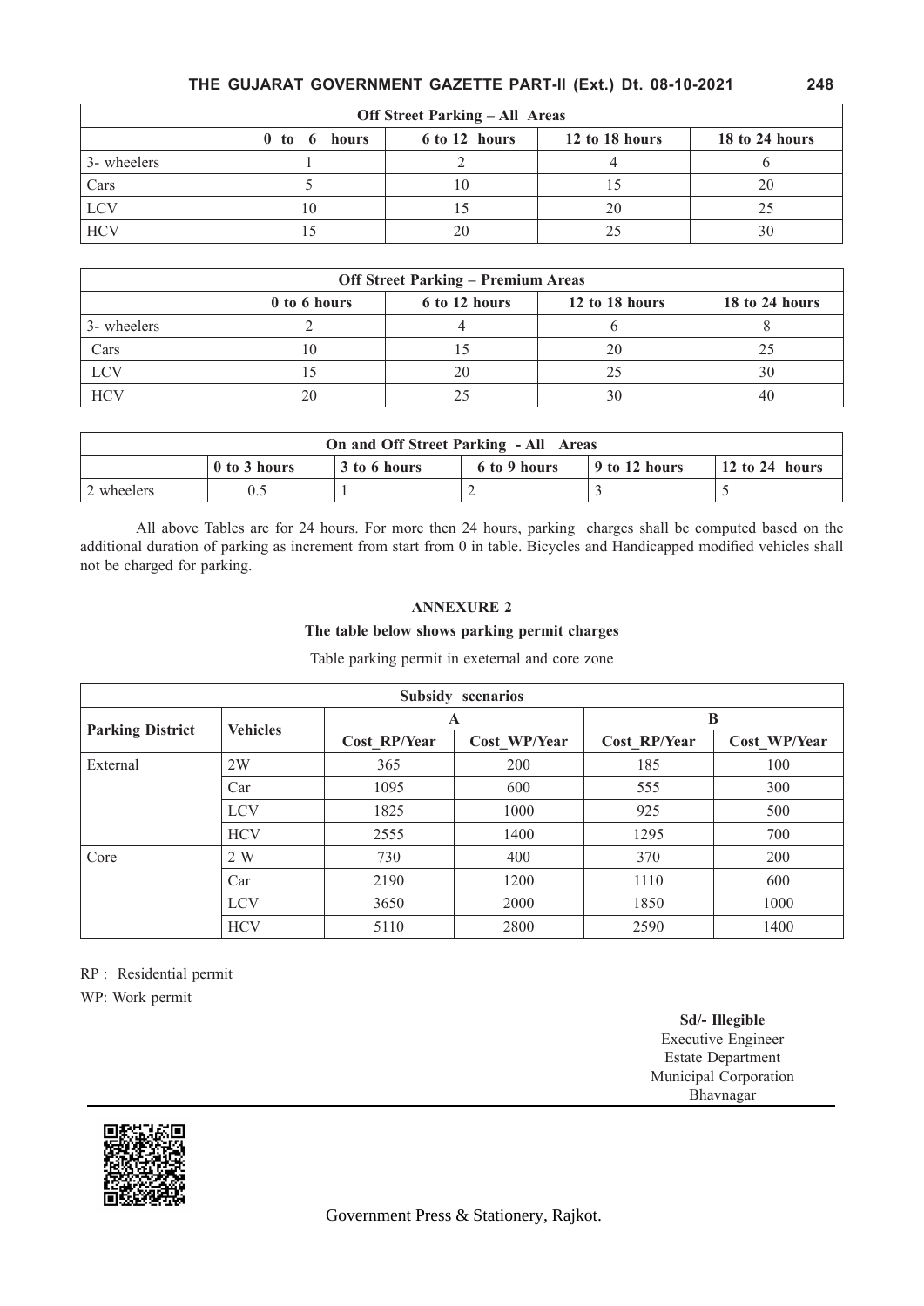| Off Street Parking – All Areas | | | | |
|---|---|---|---|---|
| | 0 to 6 hours | 6 to 12 hours | 12 to 18 hours | 18 to 24 hours |
| 3- wheelers | 1 | 2 | 4 | 6 |
| Cars | 5 | 10 | 15 | 20 |
| LCV | 10 | 15 | 20 | 25 |
| HCV | 15 | 20 | 25 | 30 |

| Off Street Parking – Premium Areas | | | | |
|---|---|---|---|---|
| | 0 to 6 hours | 6 to 12 hours | 12 to 18 hours | 18 to 24 hours |
| 3- wheelers | 2 | 4 | 6 | 8 |
| Cars | 10 | 15 | 20 | 25 |
| LCV | 15 | 20 | 25 | 30 |
| HCV | 20 | 25 | 30 | 40 |

| On and Off Street Parking - All Areas | | | | | |
|---|---|---|---|---|---|
| | 0 to 3 hours | 3 to 6 hours | 6 to 9 hours | 9 to 12 hours | 12 to 24 hours |
| 2 wheelers | 0.5 | 1 | 2 | 3 | 5 |

All above Tables are for 24 hours. For more then 24 hours, parking charges shall be computed based on the additional duration of parking as increment from start from 0 in table. Bicycles and Handicapped modified vehicles shall not be charged for parking.

## ANNEXURE 2

**The table below shows parking permit charges**

Table parking permit in exeternal and core zone

| Subsidy scenarios | | | | | |
|---|---|---|---|---|---|
| Parking District | Vehicles | A | | B | |
| | | Cost_RP/Year | Cost_WP/Year | Cost_RP/Year | Cost_WP/Year |
| External | 2W | 365 | 200 | 185 | 100 |
| | Car | 1095 | 600 | 555 | 300 |
| | LCV | 1825 | 1000 | 925 | 500 |
| | HCV | 2555 | 1400 | 1295 | 700 |
| Core | 2 W | 730 | 400 | 370 | 200 |
| | Car | 2190 | 1200 | 1110 | 600 |
| | LCV | 3650 | 2000 | 1850 | 1000 |
| | HCV | 5110 | 2800 | 2590 | 1400 |

RP : Residential permit

WP: Work permit

**Sd/- Illegible**
Executive Engineer
Estate Department
Municipal Corporation
Bhavnagar

Government Press & Stationery, Rajkot.